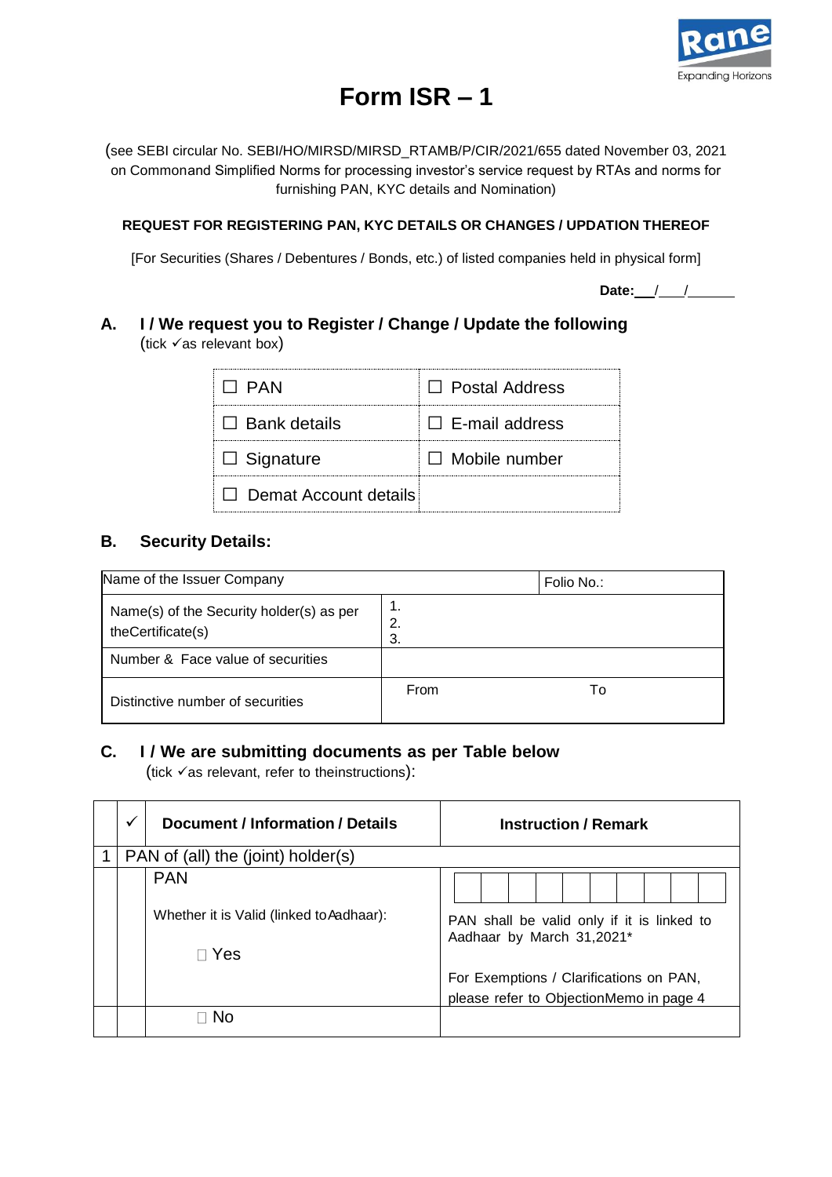# Form ISR – 1

(see SEBI circular No. SEBI/HO/MIRSD/MIRSD_RTAMB/P/CIR/2021/655 dated November 03, 2021 on Commonand Simplified Norms for processing investor's service request by RTAs and norms for furnishing PAN, KYC details and Nomination)

**REQUEST FOR REGISTERING PAN, KYC DETAILS OR CHANGES / UPDATION THEREOF**

[For Securities (Shares / Debentures / Bonds, etc.) of listed companies held in physical form]

**Date:** ___/___/______

## A. I / We request you to Register / Change / Update the following

(tick ✓as relevant box)

| | |
|---|---|
| ☐ PAN | ☐ Postal Address |
| ☐ Bank details | ☐ E-mail address |
| ☐ Signature | ☐ Mobile number |
| ☐ Demat Account details | |

## B. Security Details:

| | | |
|---|---|---|
| Name of the Issuer Company | | Folio No.: |
| Name(s) of the Security holder(s) as per theCertificate(s) | 1.<br>2.<br>3. | |
| Number & Face value of securities | | |
| Distinctive number of securities | From | To |

## C. I / We are submitting documents as per Table below

(tick ✓as relevant, refer to theinstructions):

| | ✓ | Document / Information / Details | Instruction / Remark |
|---|---|---|---|
| 1 | PAN of (all) the (joint) holder(s) | | |
| | | PAN<br><br>Whether it is Valid (linked toAadhaar):<br><br>☐ Yes | ☐☐☐☐☐☐☐☐☐☐<br><br>PAN shall be valid only if it is linked to Aadhaar by March 31,2021*<br><br>For Exemptions / Clarifications on PAN, please refer to ObjectionMemo in page 4 |
| | | ☐ No | |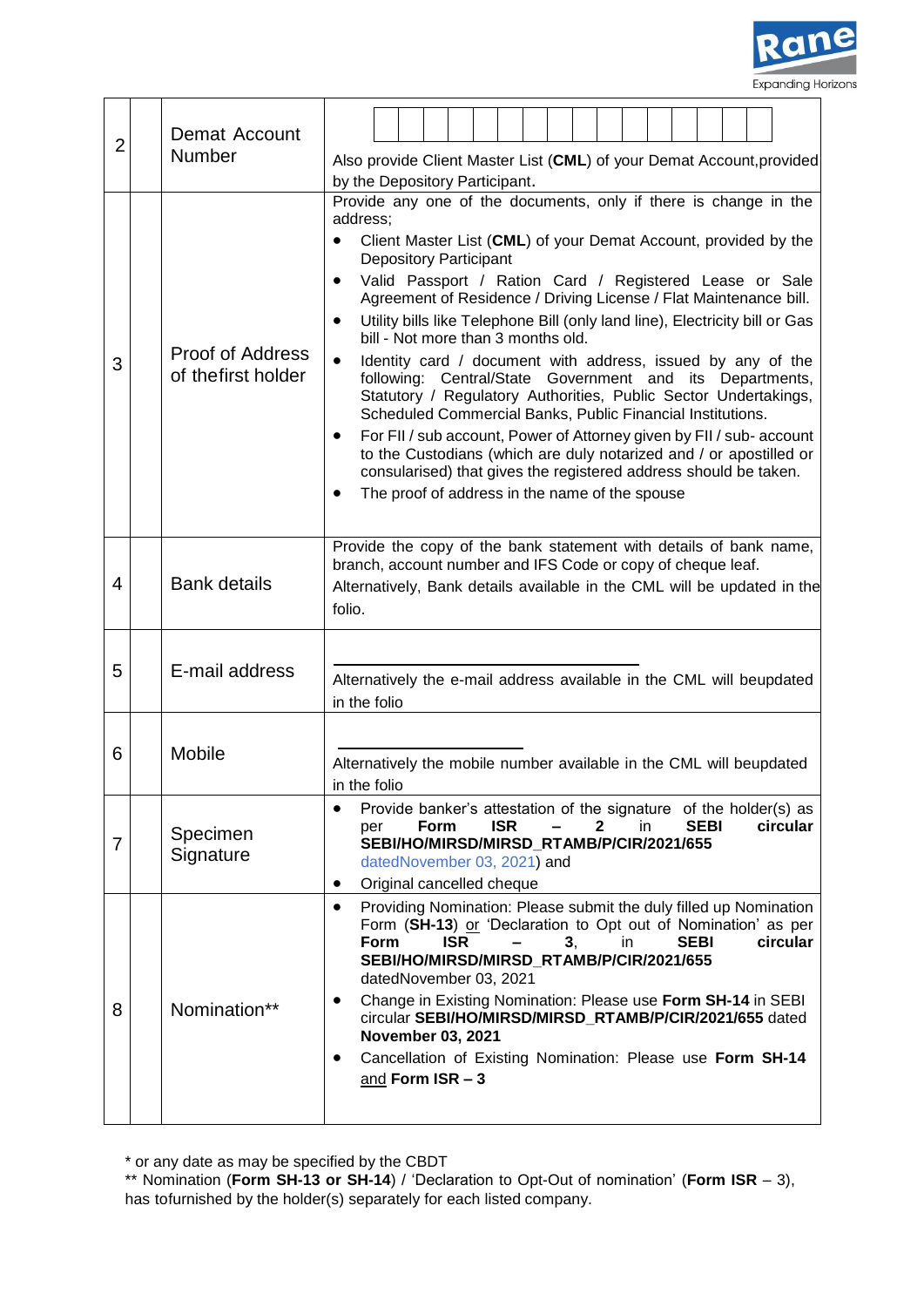| | | | |
|---|---|---|---|
| 2 | | Demat Account Number | Also provide Client Master List (**CML**) of your Demat Account,provided by the Depository Participant. |
| 3 | | Proof of Address of thefirst holder | Provide any one of the documents, only if there is change in the address; <br>• Client Master List (**CML**) of your Demat Account, provided by the Depository Participant <br>• Valid Passport / Ration Card / Registered Lease or Sale Agreement of Residence / Driving License / Flat Maintenance bill. <br>• Utility bills like Telephone Bill (only land line), Electricity bill or Gas bill - Not more than 3 months old. <br>• Identity card / document with address, issued by any of the following: Central/State Government and its Departments, Statutory / Regulatory Authorities, Public Sector Undertakings, Scheduled Commercial Banks, Public Financial Institutions. <br>• For FII / sub account, Power of Attorney given by FII / sub- account to the Custodians (which are duly notarized and / or apostilled or consularised) that gives the registered address should be taken. <br>• The proof of address in the name of the spouse |
| 4 | | Bank details | Provide the copy of the bank statement with details of bank name, branch, account number and IFS Code or copy of cheque leaf. <br>Alternatively, Bank details available in the CML will be updated in the folio. |
| 5 | | E-mail address | \_\_\_\_\_\_\_\_\_\_\_\_\_\_\_\_\_\_\_\_\_\_\_\_ <br>Alternatively the e-mail address available in the CML will beupdated in the folio |
| 6 | | Mobile | \_\_\_\_\_\_\_\_\_\_\_\_\_\_\_\_ <br>Alternatively the mobile number available in the CML will beupdated in the folio |
| 7 | | Specimen Signature | • Provide banker's attestation of the signature of the holder(s) as per **Form ISR – 2** in **SEBI circular SEBI/HO/MIRSD/MIRSD_RTAMB/P/CIR/2021/655** datedNovember 03, 2021) and <br>• Original cancelled cheque |
| 8 | | Nomination** | • Providing Nomination: Please submit the duly filled up Nomination Form (**SH-13**) or 'Declaration to Opt out of Nomination' as per **Form ISR – 3**, in **SEBI circular SEBI/HO/MIRSD/MIRSD_RTAMB/P/CIR/2021/655** datedNovember 03, 2021 <br>• Change in Existing Nomination: Please use **Form SH-14** in SEBI circular **SEBI/HO/MIRSD/MIRSD_RTAMB/P/CIR/2021/655** dated **November 03, 2021** <br>• Cancellation of Existing Nomination: Please use **Form SH-14** and **Form ISR – 3** |

\* or any date as may be specified by the CBDT

\*\* Nomination (**Form SH-13 or SH-14**) / 'Declaration to Opt-Out of nomination' (**Form ISR** – 3), has tofurnished by the holder(s) separately for each listed company.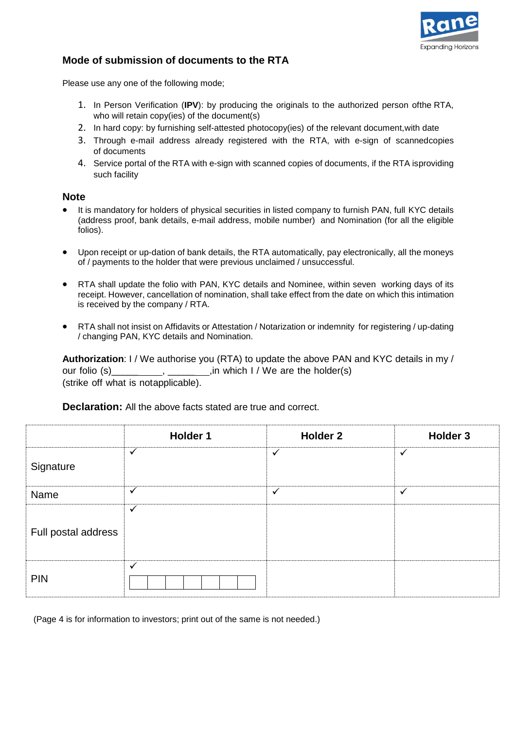## Mode of submission of documents to the RTA

Please use any one of the following mode;

1. In Person Verification (**IPV**): by producing the originals to the authorized person ofthe RTA, who will retain copy(ies) of the document(s)
2. In hard copy: by furnishing self-attested photocopy(ies) of the relevant document,with date
3. Through e-mail address already registered with the RTA, with e-sign of scannedcopies of documents
4. Service portal of the RTA with e-sign with scanned copies of documents, if the RTA isproviding such facility

### Note

- It is mandatory for holders of physical securities in listed company to furnish PAN, full KYC details (address proof, bank details, e-mail address, mobile number) and Nomination (for all the eligible folios).
- Upon receipt or up-dation of bank details, the RTA automatically, pay electronically, all the moneys of / payments to the holder that were previous unclaimed / unsuccessful.
- RTA shall update the folio with PAN, KYC details and Nominee, within seven working days of its receipt. However, cancellation of nomination, shall take effect from the date on which this intimation is received by the company / RTA.
- RTA shall not insist on Affidavits or Attestation / Notarization or indemnity for registering / up-dating / changing PAN, KYC details and Nomination.

**Authorization**: I / We authorise you (RTA) to update the above PAN and KYC details in my / our folio (s)__________, ________,in which I / We are the holder(s) (strike off what is notapplicable).

**Declaration:** All the above facts stated are true and correct.

| | Holder 1 | Holder 2 | Holder 3 |
|---|---|---|---|
| Signature | ✓ | ✓ | ✓ |
| Name | ✓ | ✓ | ✓ |
| Full postal address | ✓ | | |
| PIN | ✓ | | |

(Page 4 is for information to investors; print out of the same is not needed.)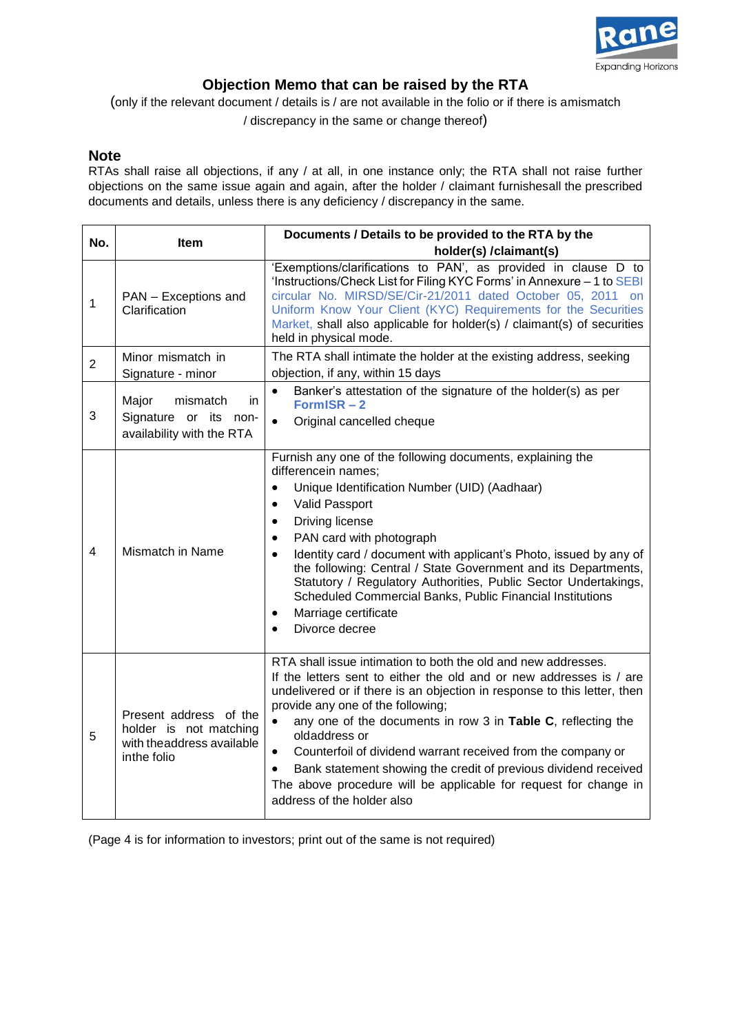## Objection Memo that can be raised by the RTA

(only if the relevant document / details is / are not available in the folio or if there is amismatch / discrepancy in the same or change thereof)

### Note

RTAs shall raise all objections, if any / at all, in one instance only; the RTA shall not raise further objections on the same issue again and again, after the holder / claimant furnishesall the prescribed documents and details, unless there is any deficiency / discrepancy in the same.

| No. | Item | Documents / Details to be provided to the RTA by the holder(s) /claimant(s) |
|---|---|---|
| 1 | PAN – Exceptions and Clarification | 'Exemptions/clarifications to PAN', as provided in clause D to 'Instructions/Check List for Filing KYC Forms' in Annexure – 1 to SEBI circular No. MIRSD/SE/Cir-21/2011 dated October 05, 2011 on Uniform Know Your Client (KYC) Requirements for the Securities Market, shall also applicable for holder(s) / claimant(s) of securities held in physical mode. |
| 2 | Minor mismatch in Signature - minor | The RTA shall intimate the holder at the existing address, seeking objection, if any, within 15 days |
| 3 | Major mismatch in Signature or its non-availability with the RTA | • Banker's attestation of the signature of the holder(s) as per **FormISR – 2**<br>• Original cancelled cheque |
| 4 | Mismatch in Name | Furnish any one of the following documents, explaining the differencein names;<br>• Unique Identification Number (UID) (Aadhaar)<br>• Valid Passport<br>• Driving license<br>• PAN card with photograph<br>• Identity card / document with applicant's Photo, issued by any of the following: Central / State Government and its Departments, Statutory / Regulatory Authorities, Public Sector Undertakings, Scheduled Commercial Banks, Public Financial Institutions<br>• Marriage certificate<br>• Divorce decree |
| 5 | Present address of the holder is not matching with theaddress available inthe folio | RTA shall issue intimation to both the old and new addresses.<br>If the letters sent to either the old and or new addresses is / are undelivered or if there is an objection in response to this letter, then provide any one of the following;<br>• any one of the documents in row 3 in **Table C**, reflecting the oldaddress or<br>• Counterfoil of dividend warrant received from the company or<br>• Bank statement showing the credit of previous dividend received<br>The above procedure will be applicable for request for change in address of the holder also |

(Page 4 is for information to investors; print out of the same is not required)